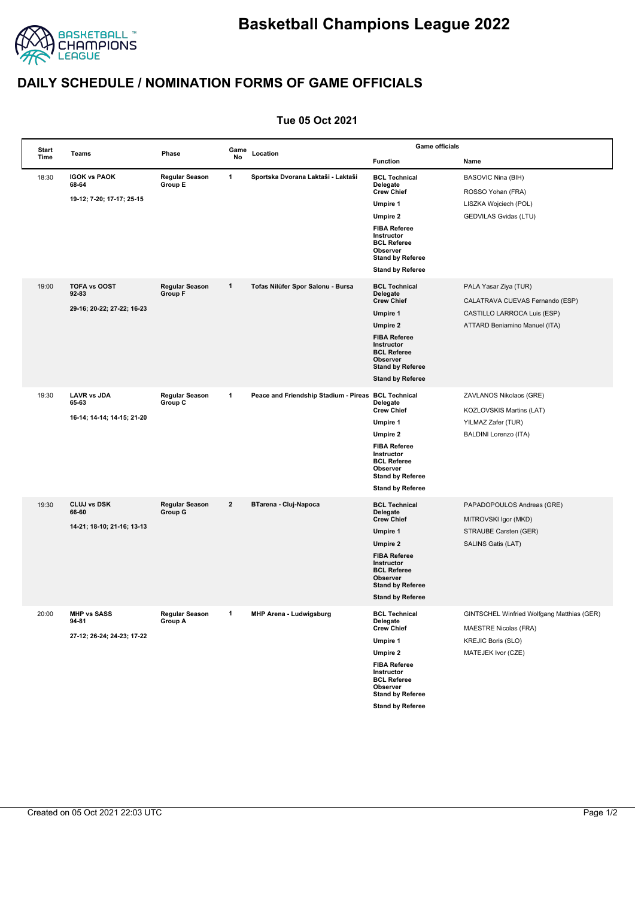# Basketball Champions League 2022

## DAILY SCHEDULE / NOMINATION FORMS OF GAME OFFICIALS

### Tue 05 Oct 2021

| Start Time | Teams | Phase | Game No | Location | Game officials: Function | Game officials: Name |
|---|---|---|---|---|---|---|
| 18:30 | **IGOK vs PAOK** 68-64 | **Regular Season Group E** | **1** | **Sportska Dvorana Laktaši - Laktaši** | **BCL Technical Delegate** | BASOVIC Nina (BIH) |
| | 19-12; 7-20; 17-17; 25-15 | | | | **Crew Chief** | ROSSO Yohan (FRA) |
| | | | | | **Umpire 1** | LISZKA Wojciech (POL) |
| | | | | | **Umpire 2** | GEDVILAS Gvidas (LTU) |
| | | | | | **FIBA Referee Instructor** | |
| | | | | | **BCL Referee Observer** | |
| | | | | | **Stand by Referee** | |
| | | | | | **Stand by Referee** | |
| 19:00 | **TOFA vs OOST** 92-83 | **Regular Season Group F** | **1** | **Tofas Nilüfer Spor Salonu - Bursa** | **BCL Technical Delegate** | PALA Yasar Ziya (TUR) |
| | 29-16; 20-22; 27-22; 16-23 | | | | **Crew Chief** | CALATRAVA CUEVAS Fernando (ESP) |
| | | | | | **Umpire 1** | CASTILLO LARROCA Luis (ESP) |
| | | | | | **Umpire 2** | ATTARD Beniamino Manuel (ITA) |
| | | | | | **FIBA Referee Instructor** | |
| | | | | | **BCL Referee Observer** | |
| | | | | | **Stand by Referee** | |
| | | | | | **Stand by Referee** | |
| 19:30 | **LAVR vs JDA** 65-63 | **Regular Season Group C** | **1** | **Peace and Friendship Stadium - Pireas** | **BCL Technical Delegate** | ZAVLANOS Nikolaos (GRE) |
| | 16-14; 14-14; 14-15; 21-20 | | | | **Crew Chief** | KOZLOVSKIS Martins (LAT) |
| | | | | | **Umpire 1** | YILMAZ Zafer (TUR) |
| | | | | | **Umpire 2** | BALDINI Lorenzo (ITA) |
| | | | | | **FIBA Referee Instructor** | |
| | | | | | **BCL Referee Observer** | |
| | | | | | **Stand by Referee** | |
| | | | | | **Stand by Referee** | |
| 19:30 | **CLUJ vs DSK** 66-60 | **Regular Season Group G** | **2** | **BTarena - Cluj-Napoca** | **BCL Technical Delegate** | PAPADOPOULOS Andreas (GRE) |
| | 14-21; 18-10; 21-16; 13-13 | | | | **Crew Chief** | MITROVSKI Igor (MKD) |
| | | | | | **Umpire 1** | STRAUBE Carsten (GER) |
| | | | | | **Umpire 2** | SALINS Gatis (LAT) |
| | | | | | **FIBA Referee Instructor** | |
| | | | | | **BCL Referee Observer** | |
| | | | | | **Stand by Referee** | |
| | | | | | **Stand by Referee** | |
| 20:00 | **MHP vs SASS** 94-81 | **Regular Season Group A** | **1** | **MHP Arena - Ludwigsburg** | **BCL Technical Delegate** | GINTSCHEL Winfried Wolfgang Matthias (GER) |
| | 27-12; 26-24; 24-23; 17-22 | | | | **Crew Chief** | MAESTRE Nicolas (FRA) |
| | | | | | **Umpire 1** | KREJIC Boris (SLO) |
| | | | | | **Umpire 2** | MATEJEK Ivor (CZE) |
| | | | | | **FIBA Referee Instructor** | |
| | | | | | **BCL Referee Observer** | |
| | | | | | **Stand by Referee** | |
| | | | | | **Stand by Referee** | |

Created on 05 Oct 2021 22:03 UTC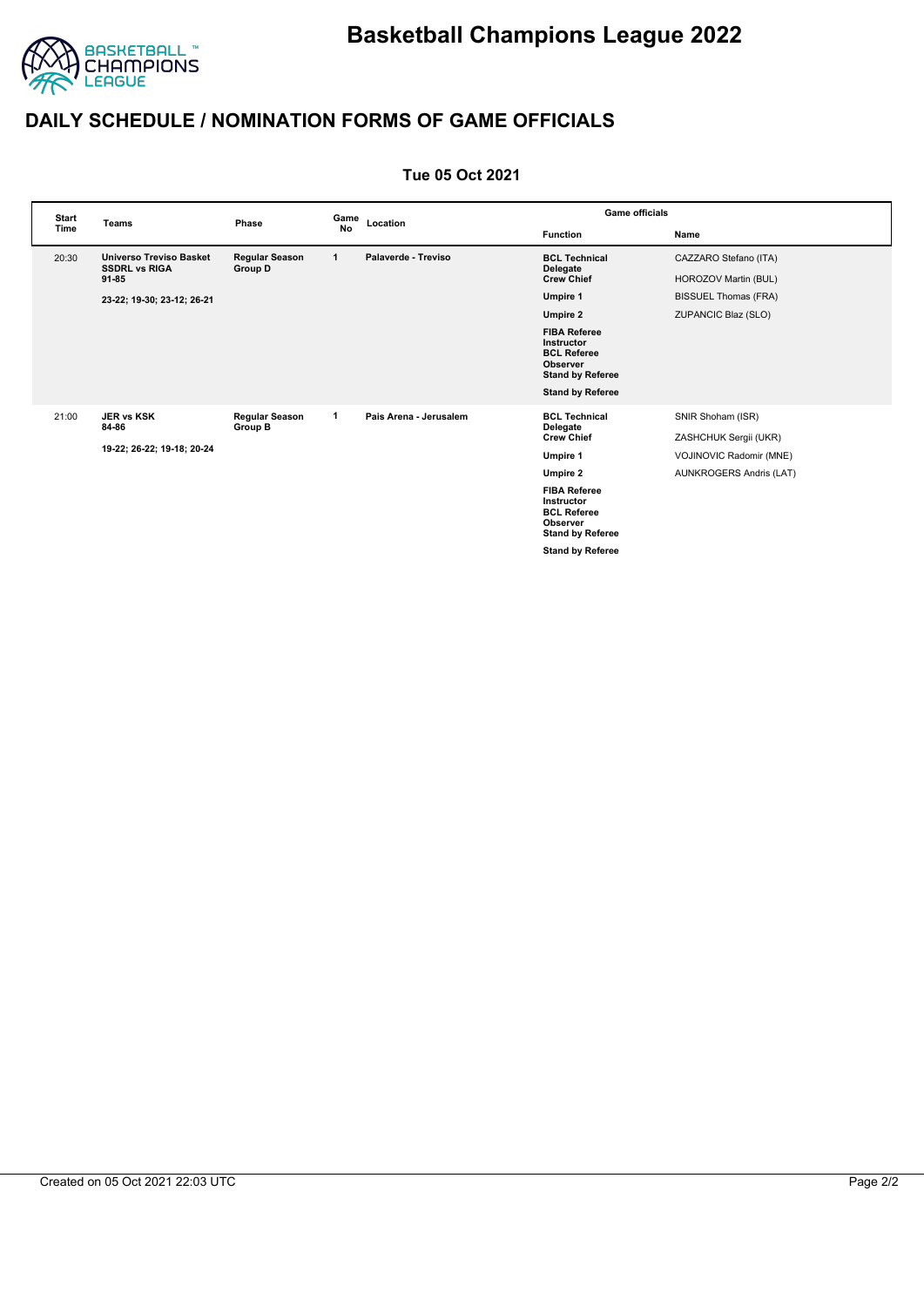# Basketball Champions League 2022

## DAILY SCHEDULE / NOMINATION FORMS OF GAME OFFICIALS

### Tue 05 Oct 2021

| Start Time | Teams | Phase | Game No | Location | Game officials | |
|---|---|---|---|---|---|---|
| | | | | | **Function** | **Name** |
| 20:30 | **Universo Treviso Basket SSDRL vs RIGA** **91-85** **23-22; 19-30; 23-12; 26-21** | **Regular Season Group D** | **1** | **Palaverde - Treviso** | **BCL Technical Delegate** | CAZZARO Stefano (ITA) |
| | | | | | **Crew Chief** | HOROZOV Martin (BUL) |
| | | | | | **Umpire 1** | BISSUEL Thomas (FRA) |
| | | | | | **Umpire 2** | ZUPANCIC Blaz (SLO) |
| | | | | | **FIBA Referee Instructor** | |
| | | | | | **BCL Referee Observer** | |
| | | | | | **Stand by Referee** | |
| | | | | | **Stand by Referee** | |
| 21:00 | **JER vs KSK** **84-86** **19-22; 26-22; 19-18; 20-24** | **Regular Season Group B** | **1** | **Pais Arena - Jerusalem** | **BCL Technical Delegate** | SNIR Shoham (ISR) |
| | | | | | **Crew Chief** | ZASHCHUK Sergii (UKR) |
| | | | | | **Umpire 1** | VOJINOVIC Radomir (MNE) |
| | | | | | **Umpire 2** | AUNKROGERS Andris (LAT) |
| | | | | | **FIBA Referee Instructor** | |
| | | | | | **BCL Referee Observer** | |
| | | | | | **Stand by Referee** | |
| | | | | | **Stand by Referee** | |

Created on 05 Oct 2021 22:03 UTC